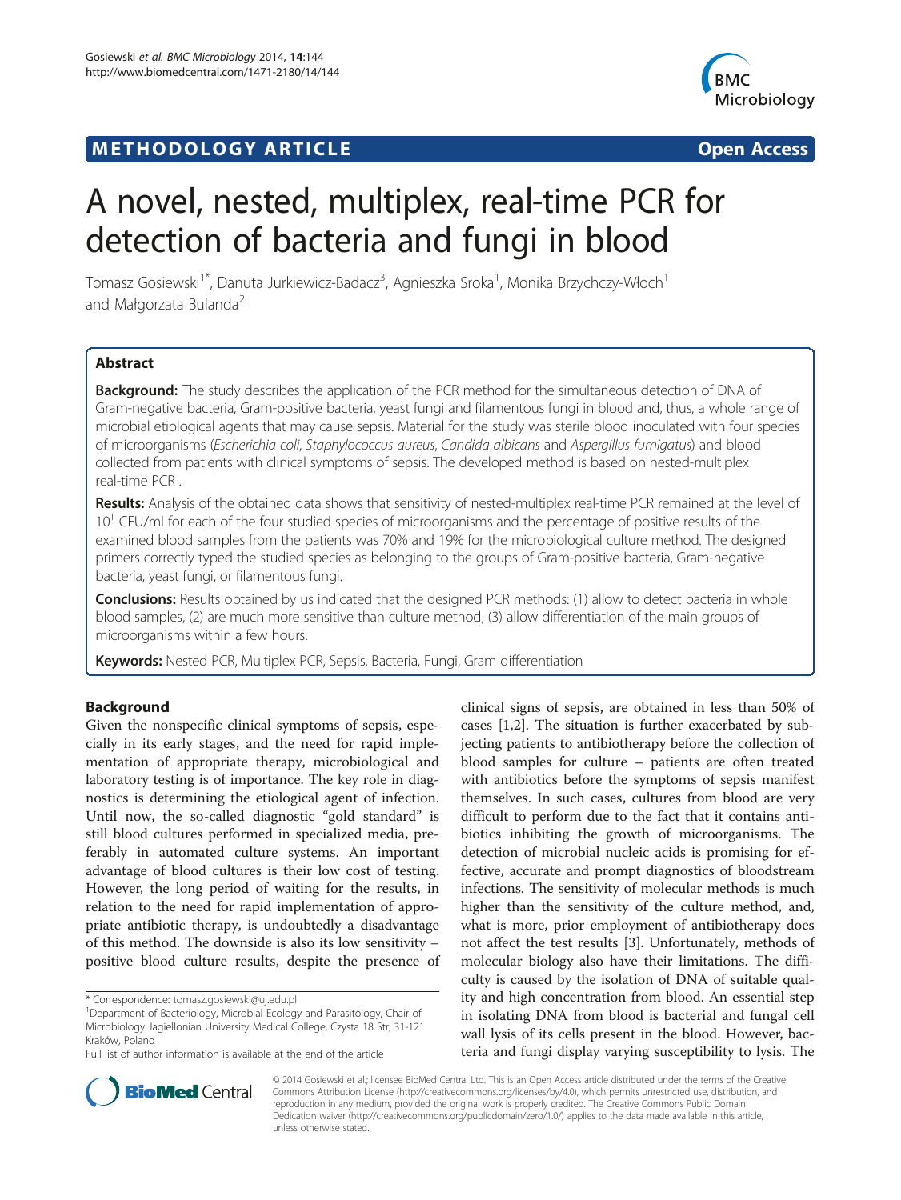METHODOLOGY ARTICLE **Open Access**

# A novel, nested, multiplex, real-time PCR for detection of bacteria and fungi in blood

Tomasz Gosiewski[1*], Danuta Jurkiewicz-Badacz[3], Agnieszka Sroka[1], Monika Brzychczy-Włoch[1] and Małgorzata Bulanda[2]

## Abstract

**Background:** The study describes the application of the PCR method for the simultaneous detection of DNA of Gram-negative bacteria, Gram-positive bacteria, yeast fungi and filamentous fungi in blood and, thus, a whole range of microbial etiological agents that may cause sepsis. Material for the study was sterile blood inoculated with four species of microorganisms (*Escherichia coli*, *Staphylococcus aureus*, *Candida albicans* and *Aspergillus fumigatus*) and blood collected from patients with clinical symptoms of sepsis. The developed method is based on nested-multiplex real-time PCR .

**Results:** Analysis of the obtained data shows that sensitivity of nested-multiplex real-time PCR remained at the level of $10^1$ CFU/ml for each of the four studied species of microorganisms and the percentage of positive results of the examined blood samples from the patients was 70% and 19% for the microbiological culture method. The designed primers correctly typed the studied species as belonging to the groups of Gram-positive bacteria, Gram-negative bacteria, yeast fungi, or filamentous fungi.

**Conclusions:** Results obtained by us indicated that the designed PCR methods: (1) allow to detect bacteria in whole blood samples, (2) are much more sensitive than culture method, (3) allow differentiation of the main groups of microorganisms within a few hours.

**Keywords:** Nested PCR, Multiplex PCR, Sepsis, Bacteria, Fungi, Gram differentiation

## Background

Given the nonspecific clinical symptoms of sepsis, especially in its early stages, and the need for rapid implementation of appropriate therapy, microbiological and laboratory testing is of importance. The key role in diagnostics is determining the etiological agent of infection. Until now, the so-called diagnostic "gold standard" is still blood cultures performed in specialized media, preferably in automated culture systems. An important advantage of blood cultures is their low cost of testing. However, the long period of waiting for the results, in relation to the need for rapid implementation of appropriate antibiotic therapy, is undoubtedly a disadvantage of this method. The downside is also its low sensitivity – positive blood culture results, despite the presence of clinical signs of sepsis, are obtained in less than 50% of cases [1,2]. The situation is further exacerbated by subjecting patients to antibiotherapy before the collection of blood samples for culture – patients are often treated with antibiotics before the symptoms of sepsis manifest themselves. In such cases, cultures from blood are very difficult to perform due to the fact that it contains antibiotics inhibiting the growth of microorganisms. The detection of microbial nucleic acids is promising for effective, accurate and prompt diagnostics of bloodstream infections. The sensitivity of molecular methods is much higher than the sensitivity of the culture method, and, what is more, prior employment of antibiotherapy does not affect the test results [3]. Unfortunately, methods of molecular biology also have their limitations. The difficulty is caused by the isolation of DNA of suitable quality and high concentration from blood. An essential step in isolating DNA from blood is bacterial and fungal cell wall lysis of its cells present in the blood. However, bacteria and fungi display varying susceptibility to lysis. The

\* Correspondence: tomasz.gosiewski@uj.edu.pl
[1]Department of Bacteriology, Microbial Ecology and Parasitology, Chair of Microbiology Jagiellonian University Medical College, Czysta 18 Str, 31-121 Kraków, Poland
Full list of author information is available at the end of the article

© 2014 Gosiewski et al.; licensee BioMed Central Ltd. This is an Open Access article distributed under the terms of the Creative Commons Attribution License (http://creativecommons.org/licenses/by/4.0), which permits unrestricted use, distribution, and reproduction in any medium, provided the original work is properly credited. The Creative Commons Public Domain Dedication waiver (http://creativecommons.org/publicdomain/zero/1.0/) applies to the data made available in this article, unless otherwise stated.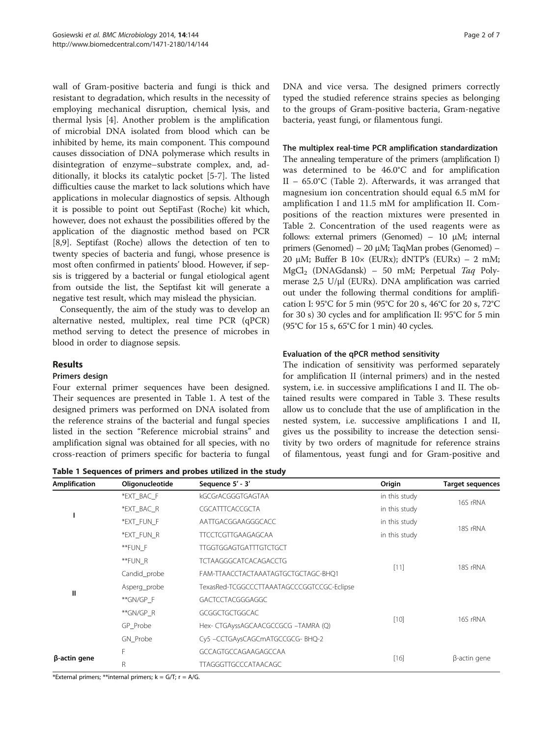wall of Gram-positive bacteria and fungi is thick and resistant to degradation, which results in the necessity of employing mechanical disruption, chemical lysis, and thermal lysis [4]. Another problem is the amplification of microbial DNA isolated from blood which can be inhibited by heme, its main component. This compound causes dissociation of DNA polymerase which results in disintegration of enzyme–substrate complex, and, additionally, it blocks its catalytic pocket [5-7]. The listed difficulties cause the market to lack solutions which have applications in molecular diagnostics of sepsis. Although it is possible to point out SeptiFast (Roche) kit which, however, does not exhaust the possibilities offered by the application of the diagnostic method based on PCR [8,9]. Septifast (Roche) allows the detection of ten to twenty species of bacteria and fungi, whose presence is most often confirmed in patients' blood. However, if sepsis is triggered by a bacterial or fungal etiological agent from outside the list, the Septifast kit will generate a negative test result, which may mislead the physician.

Consequently, the aim of the study was to develop an alternative nested, multiplex, real time PCR (qPCR) method serving to detect the presence of microbes in blood in order to diagnose sepsis.

## Results

### Primers design

Four external primer sequences have been designed. Their sequences are presented in Table 1. A test of the designed primers was performed on DNA isolated from the reference strains of the bacterial and fungal species listed in the section "Reference microbial strains" and amplification signal was obtained for all species, with no cross-reaction of primers specific for bacteria to fungal DNA and vice versa. The designed primers correctly typed the studied reference strains species as belonging to the groups of Gram-positive bacteria, Gram-negative bacteria, yeast fungi, or filamentous fungi.

### The multiplex real-time PCR amplification standardization

The annealing temperature of the primers (amplification I) was determined to be 46.0°C and for amplification II – 65.0°C (Table 2). Afterwards, it was arranged that magnesium ion concentration should equal 6.5 mM for amplification I and 11.5 mM for amplification II. Compositions of the reaction mixtures were presented in Table 2. Concentration of the used reagents were as follows: external primers (Genomed) – 10 μM; internal primers (Genomed) – 20 μM; TaqMan probes (Genomed) – 20 μM; Buffer B 10× (EURx); dNTP's (EURx) – 2 mM; $MgCl_2$ (DNAGdansk) – 50 mM; Perpetual *Taq* Polymerase 2,5 U/μl (EURx). DNA amplification was carried out under the following thermal conditions for amplification I: 95°C for 5 min (95°C for 20 s, 46°C for 20 s, 72°C for 30 s) 30 cycles and for amplification II: 95°C for 5 min (95°C for 15 s, 65°C for 1 min) 40 cycles.

### Evaluation of the qPCR method sensitivity

The indication of sensitivity was performed separately for amplification II (internal primers) and in the nested system, i.e. in successive amplifications I and II. The obtained results were compared in Table 3. These results allow us to conclude that the use of amplification in the nested system, i.e. successive amplifications I and II, gives us the possibility to increase the detection sensitivity by two orders of magnitude for reference strains of filamentous, yeast fungi and for Gram-positive and

**Table 1 Sequences of primers and probes utilized in the study**

| Amplification | Oligonucleotide | Sequence 5′ - 3′ | Origin | Target sequences |
|---|---|---|---|---|
| I | *EXT_BAC_F | kGCGrACGGGTGAGTAA | in this study | 16S rRNA |
| | *EXT_BAC_R | CGCATTTCACCGCTA | in this study | |
| | *EXT_FUN_F | AATTGACGGAAGGGCACC | in this study | 18S rRNA |
| | *EXT_FUN_R | TTCCTCGTTGAAGAGCAA | in this study | |
| II | **FUN_F | TTGGTGGAGTGATTTGTCTGCT | [11] | 18S rRNA |
| | **FUN_R | TCTAAGGGCATCACAGACCTG | | |
| | Candid_probe | FAM-TTAACCTACTAAATAGTGCTGCTAGC-BHQ1 | | |
| | Asperg_probe | TexasRed-TCGGCCCTTAAATAGCCCGGTCCGC-Eclipse | | |
| | **GN/GP_F | GACTCCTACGGGAGGC | [10] | 16S rRNA |
| | **GN/GP_R | GCGGCTGCTGGCAC | | |
| | GP_Probe | Hex- CTGAyssAGCAACGCCGCG –TAMRA (Q) | | |
| | GN_Probe | Cy5 –CCTGAysCAGCmATGCCGCG- BHQ-2 | | |
| β-actin gene | F | GCCAGTGCCAGAAGAGCCAA | [16] | β-actin gene |
| | R | TTAGGGTTGCCCATAACAGC | | |

*External primers; **internal primers; k = G/T; r = A/G.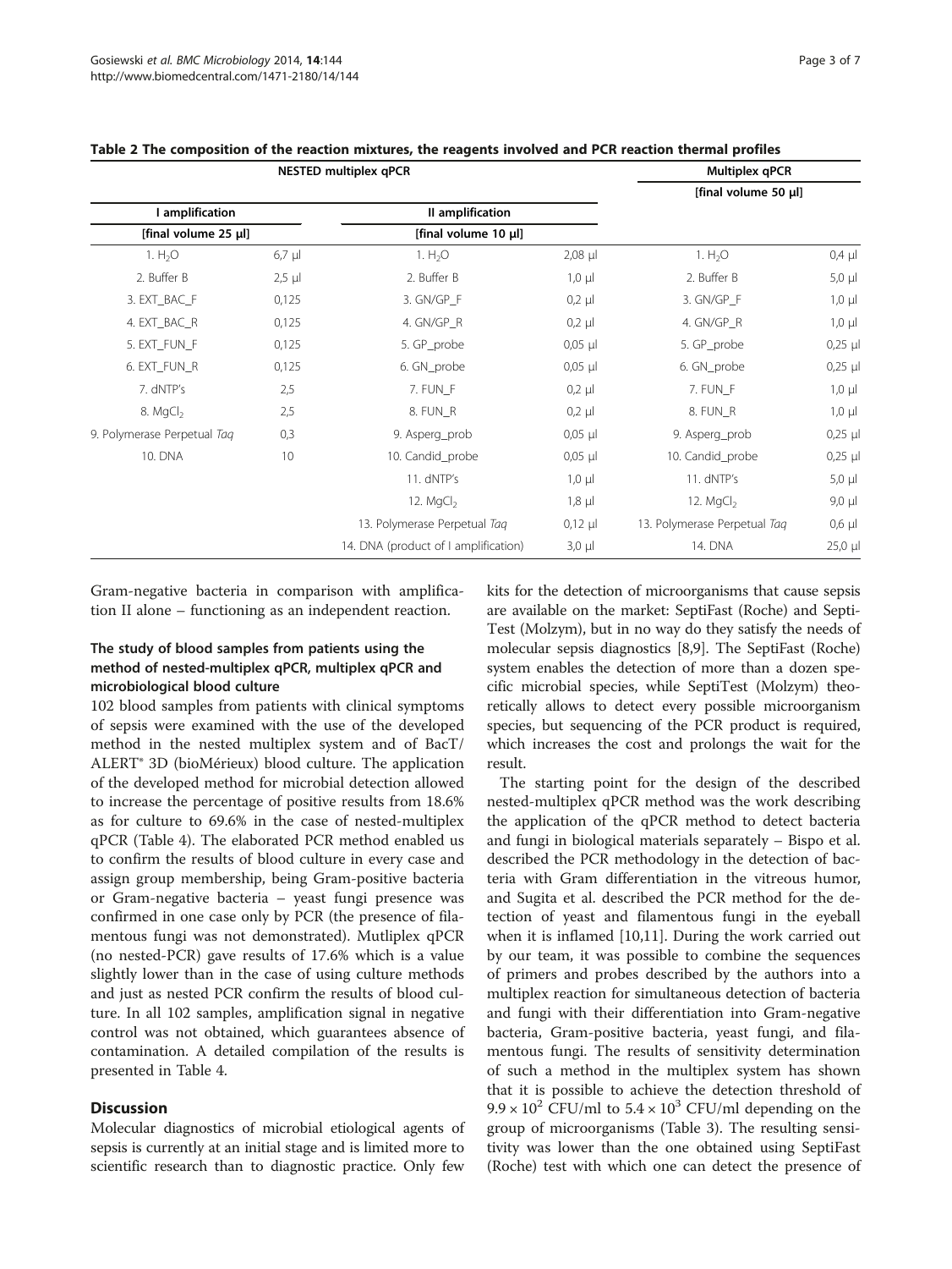**Table 2 The composition of the reaction mixtures, the reagents involved and PCR reaction thermal profiles**

| NESTED multiplex qPCR | | | | Multiplex qPCR | |
|---|---|---|---|---|---|
| | | | | [final volume 50 µl] | |
| I amplification | | II amplification | | | |
| [final volume 25 µl] | | [final volume 10 µl] | | | |
| 1. $H_2O$ | 6,7 µl | 1. $H_2O$ | 2,08 µl | 1. $H_2O$ | 0,4 µl |
| 2. Buffer B | 2,5 µl | 2. Buffer B | 1,0 µl | 2. Buffer B | 5,0 µl |
| 3. EXT_BAC_F | 0,125 | 3. GN/GP_F | 0,2 µl | 3. GN/GP_F | 1,0 µl |
| 4. EXT_BAC_R | 0,125 | 4. GN/GP_R | 0,2 µl | 4. GN/GP_R | 1,0 µl |
| 5. EXT_FUN_F | 0,125 | 5. GP_probe | 0,05 µl | 5. GP_probe | 0,25 µl |
| 6. EXT_FUN_R | 0,125 | 6. GN_probe | 0,05 µl | 6. GN_probe | 0,25 µl |
| 7. dNTP's | 2,5 | 7. FUN_F | 0,2 µl | 7. FUN_F | 1,0 µl |
| 8. $MgCl_2$ | 2,5 | 8. FUN_R | 0,2 µl | 8. FUN_R | 1,0 µl |
| 9. Polymerase Perpetual *Taq* | 0,3 | 9. Asperg_prob | 0,05 µl | 9. Asperg_prob | 0,25 µl |
| 10. DNA | 10 | 10. Candid_probe | 0,05 µl | 10. Candid_probe | 0,25 µl |
| | | 11. dNTP's | 1,0 µl | 11. dNTP's | 5,0 µl |
| | | 12. $MgCl_2$ | 1,8 µl | 12. $MgCl_2$ | 9,0 µl |
| | | 13. Polymerase Perpetual *Taq* | 0,12 µl | 13. Polymerase Perpetual *Taq* | 0,6 µl |
| | | 14. DNA (product of I amplification) | 3,0 µl | 14. DNA | 25,0 µl |

Gram-negative bacteria in comparison with amplification II alone – functioning as an independent reaction.

### The study of blood samples from patients using the method of nested-multiplex qPCR, multiplex qPCR and microbiological blood culture

102 blood samples from patients with clinical symptoms of sepsis were examined with the use of the developed method in the nested multiplex system and of BacT/ALERT® 3D (bioMérieux) blood culture. The application of the developed method for microbial detection allowed to increase the percentage of positive results from 18.6% as for culture to 69.6% in the case of nested-multiplex qPCR (Table 4). The elaborated PCR method enabled us to confirm the results of blood culture in every case and assign group membership, being Gram-positive bacteria or Gram-negative bacteria – yeast fungi presence was confirmed in one case only by PCR (the presence of filamentous fungi was not demonstrated). Mutliplex qPCR (no nested-PCR) gave results of 17.6% which is a value slightly lower than in the case of using culture methods and just as nested PCR confirm the results of blood culture. In all 102 samples, amplification signal in negative control was not obtained, which guarantees absence of contamination. A detailed compilation of the results is presented in Table 4.

## Discussion

Molecular diagnostics of microbial etiological agents of sepsis is currently at an initial stage and is limited more to scientific research than to diagnostic practice. Only few kits for the detection of microorganisms that cause sepsis are available on the market: SeptiFast (Roche) and SeptiTest (Molzym), but in no way do they satisfy the needs of molecular sepsis diagnostics [8,9]. The SeptiFast (Roche) system enables the detection of more than a dozen specific microbial species, while SeptiTest (Molzym) theoretically allows to detect every possible microorganism species, but sequencing of the PCR product is required, which increases the cost and prolongs the wait for the result.

The starting point for the design of the described nested-multiplex qPCR method was the work describing the application of the qPCR method to detect bacteria and fungi in biological materials separately – Bispo et al. described the PCR methodology in the detection of bacteria with Gram differentiation in the vitreous humor, and Sugita et al. described the PCR method for the detection of yeast and filamentous fungi in the eyeball when it is inflamed [10,11]. During the work carried out by our team, it was possible to combine the sequences of primers and probes described by the authors into a multiplex reaction for simultaneous detection of bacteria and fungi with their differentiation into Gram-negative bacteria, Gram-positive bacteria, yeast fungi, and filamentous fungi. The results of sensitivity determination of such a method in the multiplex system has shown that it is possible to achieve the detection threshold of $9.9 \times 10^2$ CFU/ml to $5.4 \times 10^3$ CFU/ml depending on the group of microorganisms (Table 3). The resulting sensitivity was lower than the one obtained using SeptiFast (Roche) test with which one can detect the presence of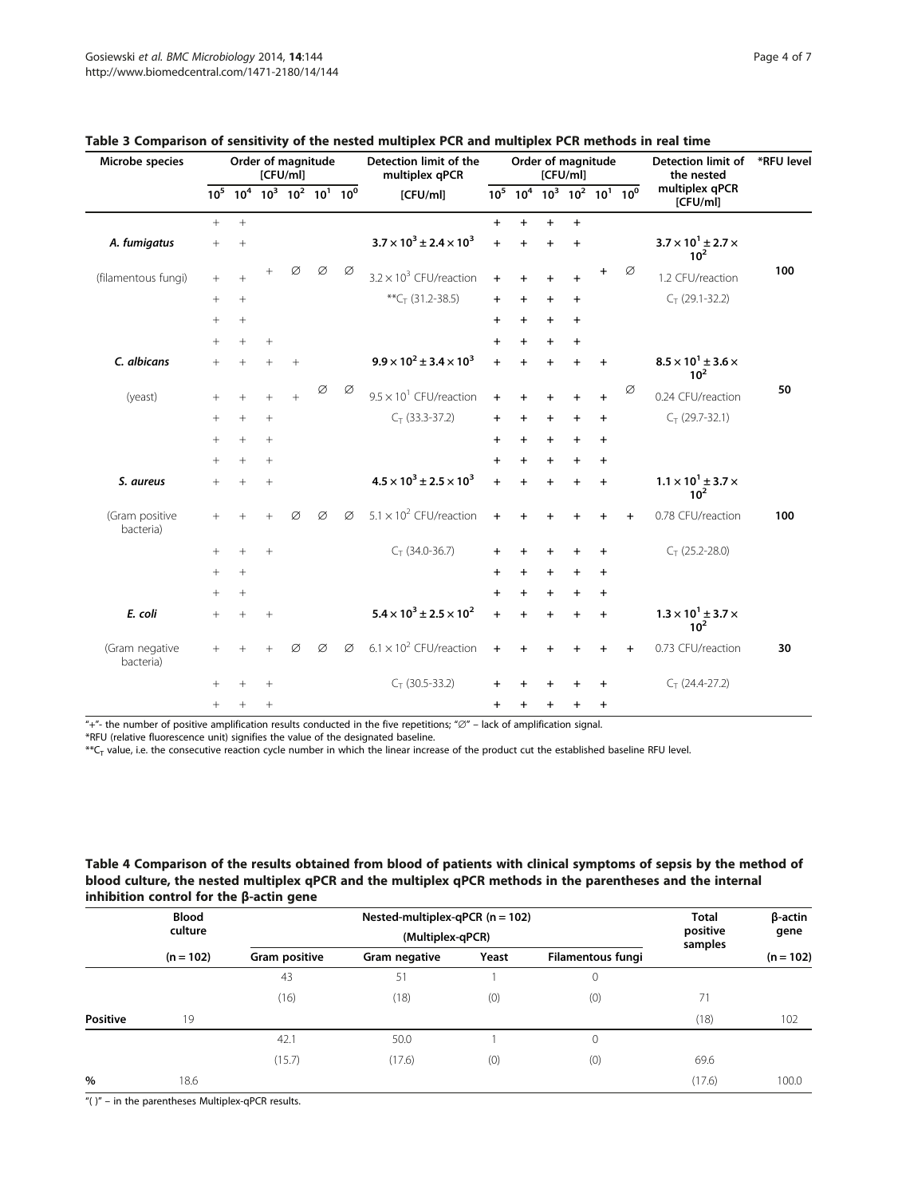**Table 3 Comparison of sensitivity of the nested multiplex PCR and multiplex PCR methods in real time**

| Microbe species | Order of magnitude [CFU/ml] | | | | | | Detection limit of the multiplex qPCR | Order of magnitude [CFU/ml] | | | | | | Detection limit of the nested multiplex qPCR [CFU/ml] | *RFU level |
|---|---|---|---|---|---|---|---|---|---|---|---|---|---|---|---|
| | $10^5$ | $10^4$ | $10^3$ | $10^2$ | $10^1$ | $10^0$ | [CFU/ml] | $10^5$ | $10^4$ | $10^3$ | $10^2$ | $10^1$ | $10^0$ | | |
| | + | + | | | | | | + | + | + | + | | | | |
| ***A. fumigatus*** | + | + | | | | | $\mathbf{3.7 \times 10^3 \pm 2.4 \times 10^3}$ | + | + | + | + | | | $\mathbf{3.7 \times 10^1 \pm 2.7 \times 10^2}$ | |
| (filamentous fungi) | + | + | + | Ø | Ø | Ø | $3.2 \times 10^3$ CFU/reaction | + | + | + | + | + | Ø | 1.2 CFU/reaction | **100** |
| | + | + | | | | | **$C_T$ (31.2-38.5) | + | + | + | + | | | $C_T$ (29.1-32.2) | |
| | + | + | | | | | | + | + | + | + | | | | |
| | + | + | + | | | | | + | + | + | + | | | | |
| ***C. albicans*** | + | + | + | + | | | $\mathbf{9.9 \times 10^2 \pm 3.4 \times 10^3}$ | + | + | + | + | + | | $\mathbf{8.5 \times 10^1 \pm 3.6 \times 10^2}$ | |
| (yeast) | + | + | + | + | Ø | Ø | $9.5 \times 10^1$ CFU/reaction | + | + | + | + | + | Ø | 0.24 CFU/reaction | **50** |
| | + | + | + | | | | $C_T$ (33.3-37.2) | + | + | + | + | + | | $C_T$ (29.7-32.1) | |
| | + | + | + | | | | | + | + | + | + | + | | | |
| | + | + | + | | | | | + | + | + | + | + | | | |
| ***S. aureus*** | + | + | + | | | | $\mathbf{4.5 \times 10^3 \pm 2.5 \times 10^3}$ | + | + | + | + | + | | $\mathbf{1.1 \times 10^1 \pm 3.7 \times 10^2}$ | |
| (Gram positive bacteria) | + | + | + | Ø | Ø | Ø | $5.1 \times 10^2$ CFU/reaction | + | + | + | + | + | + | 0.78 CFU/reaction | **100** |
| | + | + | + | | | | $C_T$ (34.0-36.7) | + | + | + | + | + | | $C_T$ (25.2-28.0) | |
| | + | + | | | | | | + | + | + | + | + | | | |
| | + | + | | | | | | + | + | + | + | + | | | |
| ***E. coli*** | + | + | + | | | | $\mathbf{5.4 \times 10^3 \pm 2.5 \times 10^2}$ | + | + | + | + | + | | $\mathbf{1.3 \times 10^1 \pm 3.7 \times 10^2}$ | |
| (Gram negative bacteria) | + | + | + | Ø | Ø | Ø | $6.1 \times 10^2$ CFU/reaction | + | + | + | + | + | + | 0.73 CFU/reaction | **30** |
| | + | + | + | | | | $C_T$ (30.5-33.2) | + | + | + | + | + | | $C_T$ (24.4-27.2) | |
| | + | + | + | | | | | + | + | + | + | + | | | |

"+"- the number of positive amplification results conducted in the five repetitions; "Ø" – lack of amplification signal.
*RFU (relative fluorescence unit) signifies the value of the designated baseline.
**$C_T$ value, i.e. the consecutive reaction cycle number in which the linear increase of the product cut the established baseline RFU level.

**Table 4 Comparison of the results obtained from blood of patients with clinical symptoms of sepsis by the method of blood culture, the nested multiplex qPCR and the multiplex qPCR methods in the parentheses and the internal inhibition control for the β-actin gene**

| | Blood culture | Nested-multiplex-qPCR (n = 102) (Multiplex-qPCR) | | | | Total positive samples | β-actin gene |
|---|---|---|---|---|---|---|---|
| | (n = 102) | Gram positive | Gram negative | Yeast | Filamentous fungi | | (n = 102) |
| **Positive** | 19 | 43 (16) | 51 (18) | 1 (0) | 0 (0) | 71 (18) | 102 |
| **%** | 18.6 | 42.1 (15.7) | 50.0 (17.6) | 1 (0) | 0 (0) | 69.6 (17.6) | 100.0 |

"( )" – in the parentheses Multiplex-qPCR results.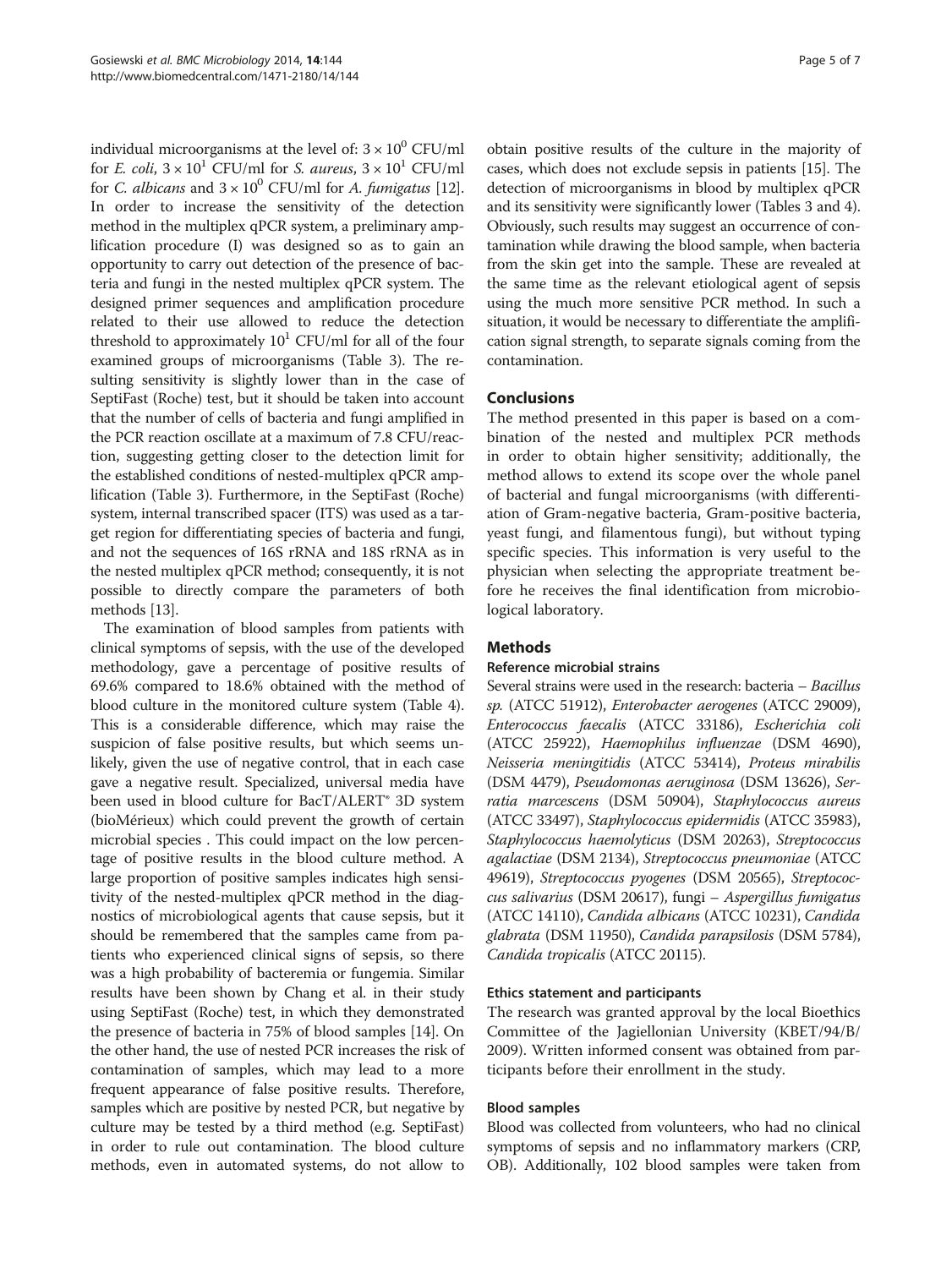individual microorganisms at the level of: $3 \times 10^0$ CFU/ml for *E. coli*, $3 \times 10^1$ CFU/ml for *S. aureus*, $3 \times 10^1$ CFU/ml for *C. albicans* and $3 \times 10^0$ CFU/ml for *A. fumigatus* [12]. In order to increase the sensitivity of the detection method in the multiplex qPCR system, a preliminary amplification procedure (I) was designed so as to gain an opportunity to carry out detection of the presence of bacteria and fungi in the nested multiplex qPCR system. The designed primer sequences and amplification procedure related to their use allowed to reduce the detection threshold to approximately $10^1$ CFU/ml for all of the four examined groups of microorganisms (Table 3). The resulting sensitivity is slightly lower than in the case of SeptiFast (Roche) test, but it should be taken into account that the number of cells of bacteria and fungi amplified in the PCR reaction oscillate at a maximum of 7.8 CFU/reaction, suggesting getting closer to the detection limit for the established conditions of nested-multiplex qPCR amplification (Table 3). Furthermore, in the SeptiFast (Roche) system, internal transcribed spacer (ITS) was used as a target region for differentiating species of bacteria and fungi, and not the sequences of 16S rRNA and 18S rRNA as in the nested multiplex qPCR method; consequently, it is not possible to directly compare the parameters of both methods [13].

The examination of blood samples from patients with clinical symptoms of sepsis, with the use of the developed methodology, gave a percentage of positive results of 69.6% compared to 18.6% obtained with the method of blood culture in the monitored culture system (Table 4). This is a considerable difference, which may raise the suspicion of false positive results, but which seems unlikely, given the use of negative control, that in each case gave a negative result. Specialized, universal media have been used in blood culture for BacT/ALERT® 3D system (bioMérieux) which could prevent the growth of certain microbial species . This could impact on the low percentage of positive results in the blood culture method. A large proportion of positive samples indicates high sensitivity of the nested-multiplex qPCR method in the diagnostics of microbiological agents that cause sepsis, but it should be remembered that the samples came from patients who experienced clinical signs of sepsis, so there was a high probability of bacteremia or fungemia. Similar results have been shown by Chang et al. in their study using SeptiFast (Roche) test, in which they demonstrated the presence of bacteria in 75% of blood samples [14]. On the other hand, the use of nested PCR increases the risk of contamination of samples, which may lead to a more frequent appearance of false positive results. Therefore, samples which are positive by nested PCR, but negative by culture may be tested by a third method (e.g. SeptiFast) in order to rule out contamination. The blood culture methods, even in automated systems, do not allow to obtain positive results of the culture in the majority of cases, which does not exclude sepsis in patients [15]. The detection of microorganisms in blood by multiplex qPCR and its sensitivity were significantly lower (Tables 3 and 4). Obviously, such results may suggest an occurrence of contamination while drawing the blood sample, when bacteria from the skin get into the sample. These are revealed at the same time as the relevant etiological agent of sepsis using the much more sensitive PCR method. In such a situation, it would be necessary to differentiate the amplification signal strength, to separate signals coming from the contamination.

## Conclusions

The method presented in this paper is based on a combination of the nested and multiplex PCR methods in order to obtain higher sensitivity; additionally, the method allows to extend its scope over the whole panel of bacterial and fungal microorganisms (with differentiation of Gram-negative bacteria, Gram-positive bacteria, yeast fungi, and filamentous fungi), but without typing specific species. This information is very useful to the physician when selecting the appropriate treatment before he receives the final identification from microbiological laboratory.

## Methods

### Reference microbial strains

Several strains were used in the research: bacteria – *Bacillus sp.* (ATCC 51912), *Enterobacter aerogenes* (ATCC 29009), *Enterococcus faecalis* (ATCC 33186), *Escherichia coli* (ATCC 25922), *Haemophilus influenzae* (DSM 4690), *Neisseria meningitidis* (ATCC 53414), *Proteus mirabilis* (DSM 4479), *Pseudomonas aeruginosa* (DSM 13626), *Serratia marcescens* (DSM 50904), *Staphylococcus aureus* (ATCC 33497), *Staphylococcus epidermidis* (ATCC 35983), *Staphylococcus haemolyticus* (DSM 20263), *Streptococcus agalactiae* (DSM 2134), *Streptococcus pneumoniae* (ATCC 49619), *Streptococcus pyogenes* (DSM 20565), *Streptococcus salivarius* (DSM 20617), fungi – *Aspergillus fumigatus* (ATCC 14110), *Candida albicans* (ATCC 10231), *Candida glabrata* (DSM 11950), *Candida parapsilosis* (DSM 5784), *Candida tropicalis* (ATCC 20115).

### Ethics statement and participants

The research was granted approval by the local Bioethics Committee of the Jagiellonian University (KBET/94/B/2009). Written informed consent was obtained from participants before their enrollment in the study.

### Blood samples

Blood was collected from volunteers, who had no clinical symptoms of sepsis and no inflammatory markers (CRP, OB). Additionally, 102 blood samples were taken from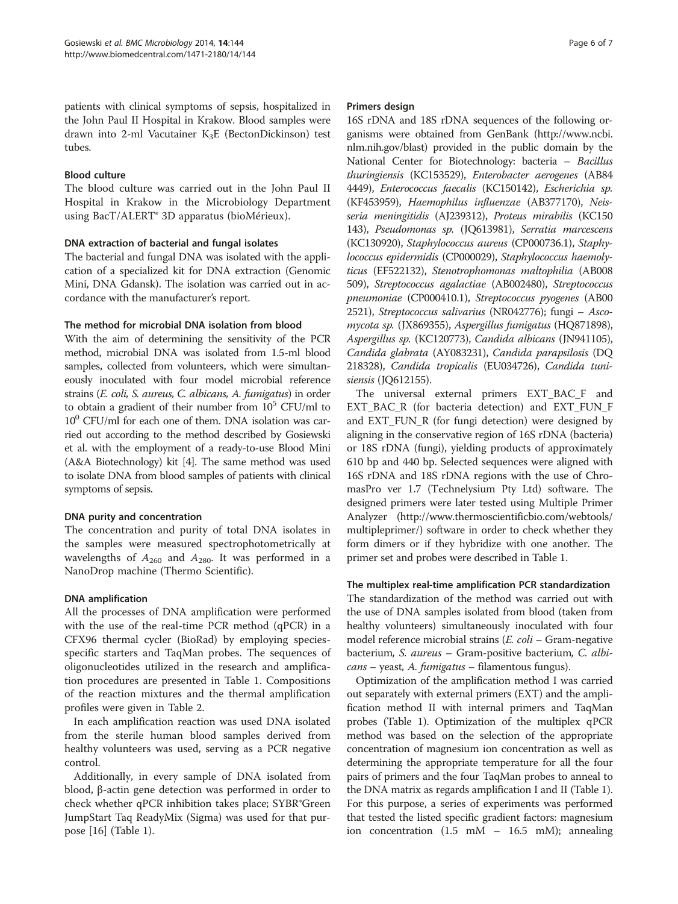patients with clinical symptoms of sepsis, hospitalized in the John Paul II Hospital in Krakow. Blood samples were drawn into 2-ml Vacutainer $K_3E$ (BectonDickinson) test tubes.

### Blood culture

The blood culture was carried out in the John Paul II Hospital in Krakow in the Microbiology Department using BacT/ALERT® 3D apparatus (bioMérieux).

### DNA extraction of bacterial and fungal isolates

The bacterial and fungal DNA was isolated with the application of a specialized kit for DNA extraction (Genomic Mini, DNA Gdansk). The isolation was carried out in accordance with the manufacturer's report.

### The method for microbial DNA isolation from blood

With the aim of determining the sensitivity of the PCR method, microbial DNA was isolated from 1.5-ml blood samples, collected from volunteers, which were simultaneously inoculated with four model microbial reference strains (*E. coli, S. aureus, C. albicans, A. fumigatus*) in order to obtain a gradient of their number from $10^5$ CFU/ml to $10^0$ CFU/ml for each one of them. DNA isolation was carried out according to the method described by Gosiewski et al. with the employment of a ready-to-use Blood Mini (A&A Biotechnology) kit [4]. The same method was used to isolate DNA from blood samples of patients with clinical symptoms of sepsis.

### DNA purity and concentration

The concentration and purity of total DNA isolates in the samples were measured spectrophotometrically at wavelengths of $A_{260}$ and $A_{280}$. It was performed in a NanoDrop machine (Thermo Scientific).

### DNA amplification

All the processes of DNA amplification were performed with the use of the real-time PCR method (qPCR) in a CFX96 thermal cycler (BioRad) by employing species-specific starters and TaqMan probes. The sequences of oligonucleotides utilized in the research and amplification procedures are presented in Table 1. Compositions of the reaction mixtures and the thermal amplification profiles were given in Table 2.

In each amplification reaction was used DNA isolated from the sterile human blood samples derived from healthy volunteers was used, serving as a PCR negative control.

Additionally, in every sample of DNA isolated from blood, β-actin gene detection was performed in order to check whether qPCR inhibition takes place; SYBR®Green JumpStart Taq ReadyMix (Sigma) was used for that purpose [16] (Table 1).

### Primers design

16S rDNA and 18S rDNA sequences of the following organisms were obtained from GenBank (http://www.ncbi.nlm.nih.gov/blast) provided in the public domain by the National Center for Biotechnology: bacteria – *Bacillus thuringiensis* (KC153529), *Enterobacter aerogenes* (AB844449), *Enterococcus faecalis* (KC150142), *Escherichia sp.* (KF453959), *Haemophilus influenzae* (AB377170), *Neisseria meningitidis* (AJ239312), *Proteus mirabilis* (KC150143), *Pseudomonas sp.* (JQ613981), *Serratia marcescens* (KC130920), *Staphylococcus aureus* (CP000736.1), *Staphylococcus epidermidis* (CP000029), *Staphylococcus haemolyticus* (EF522132), *Stenotrophomonas maltophilia* (AB008509), *Streptococcus agalactiae* (AB002480), *Streptococcus pneumoniae* (CP000410.1), *Streptococcus pyogenes* (AB002521), *Streptococcus salivarius* (NR042776); fungi – *Ascomycota sp.* (JX869355), *Aspergillus fumigatus* (HQ871898), *Aspergillus sp.* (KC120773), *Candida albicans* (JN941105), *Candida glabrata* (AY083231), *Candida parapsilosis* (DQ218328), *Candida tropicalis* (EU034726), *Candida tunisiensis* (JQ612155).

The universal external primers EXT_BAC_F and EXT_BAC_R (for bacteria detection) and EXT_FUN_F and EXT_FUN_R (for fungi detection) were designed by aligning in the conservative region of 16S rDNA (bacteria) or 18S rDNA (fungi), yielding products of approximately 610 bp and 440 bp. Selected sequences were aligned with 16S rDNA and 18S rDNA regions with the use of ChromasPro ver 1.7 (Technelysium Pty Ltd) software. The designed primers were later tested using Multiple Primer Analyzer (http://www.thermoscientificbio.com/webtools/multipleprimer/) software in order to check whether they form dimers or if they hybridize with one another. The primer set and probes were described in Table 1.

### The multiplex real-time amplification PCR standardization

The standardization of the method was carried out with the use of DNA samples isolated from blood (taken from healthy volunteers) simultaneously inoculated with four model reference microbial strains (*E. coli* – Gram-negative bacterium, *S. aureus* – Gram-positive bacterium, *C. albicans* – yeast, *A. fumigatus* – filamentous fungus).

Optimization of the amplification method I was carried out separately with external primers (EXT) and the amplification method II with internal primers and TaqMan probes (Table 1). Optimization of the multiplex qPCR method was based on the selection of the appropriate concentration of magnesium ion concentration as well as determining the appropriate temperature for all the four pairs of primers and the four TaqMan probes to anneal to the DNA matrix as regards amplification I and II (Table 1). For this purpose, a series of experiments was performed that tested the listed specific gradient factors: magnesium ion concentration (1.5 mM – 16.5 mM); annealing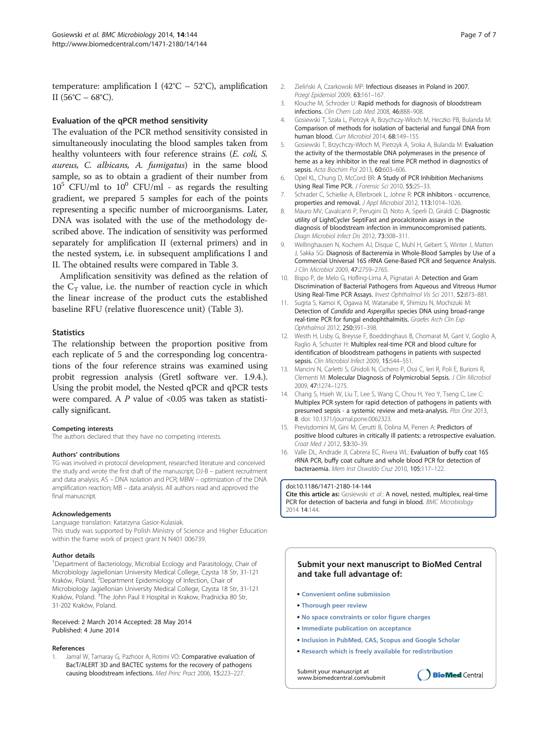temperature: amplification I (42°C – 52°C), amplification II (56°C – 68°C).

### Evaluation of the qPCR method sensitivity

The evaluation of the PCR method sensitivity consisted in simultaneously inoculating the blood samples taken from healthy volunteers with four reference strains (*E. coli, S. aureus, C. albicans, A. fumigatus*) in the same blood sample, so as to obtain a gradient of their number from $10^5$ CFU/ml to $10^0$ CFU/ml - as regards the resulting gradient, we prepared 5 samples for each of the points representing a specific number of microorganisms. Later, DNA was isolated with the use of the methodology described above. The indication of sensitivity was performed separately for amplification II (external primers) and in the nested system, i.e. in subsequent amplifications I and II. The obtained results were compared in Table 3.

Amplification sensitivity was defined as the relation of the $C_T$ value, i.e. the number of reaction cycle in which the linear increase of the product cuts the established baseline RFU (relative fluorescence unit) (Table 3).

### Statistics

The relationship between the proportion positive from each replicate of 5 and the corresponding log concentrations of the four reference strains was examined using probit regression analysis (Gretl software ver. 1.9.4.). Using the probit model, the Nested qPCR and qPCR tests were compared. A $P$ value of <0.05 was taken as statistically significant.

#### Competing interests
The authors declared that they have no competing interests.

#### Authors' contributions
TG was involved in protocol development, researched literature and conceived the study and wrote the first draft of the manuscript; DJ-B – patient recruitment and data analysis; AS – DNA isolation and PCR; MBW – optimization of the DNA amplification reaction; MB – data analysis. All authors read and approved the final manuscript.

#### Acknowledgements
Language translation: Katarzyna Gasior-Kulasiak.
This study was supported by Polish Ministry of Science and Higher Education within the frame work of project grant N N401 006739.

#### Author details
[1]Department of Bacteriology, Microbial Ecology and Parasitology, Chair of Microbiology Jagiellonian University Medical College, Czysta 18 Str, 31-121 Kraków, Poland. [2]Department Epidemiology of Infection, Chair of Microbiology Jagiellonian University Medical College, Czysta 18 Str, 31-121 Kraków, Poland. [3]The John Paul II Hospital in Krakow, Pradnicka 80 Str, 31-202 Kraków, Poland.

Received: 2 March 2014 Accepted: 28 May 2014
Published: 4 June 2014

#### References

1. Jamal W, Tamaray G, Pazhoor A, Rotimi VO: **Comparative evaluation of BacT/ALERT 3D and BACTEC systems for the recovery of pathogens causing bloodstream infections.** *Med Princ Pract* 2006, **15**:223–227.
2. Zieliński A, Czarkowski MP: **Infectious diseases in Poland in 2007.** *Przegl Epidemiol* 2009, **63**:161–167.
3. Klouche M, Schroder U: **Rapid methods for diagnosis of bloodstream infections.** *Clin Chem Lab Med* 2008, **46**:888–908.
4. Gosiewski T, Szała L, Pietrzyk A, Brzychczy-Włoch M, Heczko PB, Bulanda M: **Comparison of methods for isolation of bacterial and fungal DNA from human blood.** *Curr Microbiol* 2014, **68**:149–155.
5. Gosiewski T, Brzychczy-Włoch M, Pietrzyk A, Sroka A, Bulanda M: **Evaluation the activity of the thermostable DNA polymerases in the presence of heme as a key inhibitor in the real time PCR method in diagnostics of sepsis.** *Acta Biochim Pol* 2013, **60**:603–606.
6. Opel KL, Chung D, McCord BR: **A Study of PCR Inhibition Mechanisms Using Real Time PCR.** *J Forensic Sci* 2010, **55**:25–33.
7. Schrader C, Schielke A, Ellerbroek L, Johne R: **PCR inhibitors - occurrence, properties and removal.** *J Appl Microbiol* 2012, **113**:1014–1026.
8. Mauro MV, Cavalcanti P, Perugini D, Noto A, Sperli D, Giraldi C: **Diagnostic utility of LightCycler SeptiFast and procalcitonin assays in the diagnosis of bloodstream infection in immunocompromised patients.** *Diagn Microbiol Infect Dis* 2012, **73**:308–311.
9. Wellinghausen N, Kochem AJ, Disque C, Muhl H, Gebert S, Winter J, Matten J, Sakka SG: **Diagnosis of Bacteremia in Whole-Blood Samples by Use of a Commercial Universal 16S rRNA Gene-Based PCR and Sequence Analysis.** *J Clin Microbiol* 2009, **47**:2759–2765.
10. Bispo P, de Melo G, Hofling-Lima A, Pignatari A: **Detection and Gram Discrimination of Bacterial Pathogens from Aqueous and Vitreous Humor Using Real-Time PCR Assays.** *Invest Ophthalmol Vis Sci* 2011, **52**:873–881.
11. Sugita S, Kamoi K, Ogawa M, Watanabe K, Shimizu N, Mochizuki M: **Detection of *Candida* and *Aspergillus* species DNA using broad-range real-time PCR for fungal endophthalmitis.** *Graefes Arch Clin Exp Ophthalmol* 2012, **250**:391–398.
12. Westh H, Lisby G, Breysse F, Boeddinghaus B, Chomarat M, Gant V, Goglio A, Raglio A, Schuster H: **Multiplex real-time PCR and blood culture for identification of bloodstream pathogens in patients with suspected sepsis.** *Clin Microbiol Infect* 2009, **15**:544–551.
13. Mancini N, Carletti S, Ghidoli N, Cichero P, Ossi C, Ieri R, Poli E, Burioni R, Clementi M: **Molecular Diagnosis of Polymicrobial Sepsis.** *J Clin Microbiol* 2009, **47**:1274–1275.
14. Chang S, Hsieh W, Liu T, Lee S, Wang C, Chou H, Yeo Y, Tseng C, Lee C: **Multiplex PCR system for rapid detection of pathogens in patients with presumed sepsis - a systemic review and meta-analysis.** *Plos One* 2013, **8**. doi: 10.1371/journal.pone.0062323.
15. Previsdomini M, Gini M, Cerutti B, Dolina M, Perren A: **Predictors of positive blood cultures in critically ill patients: a retrospective evaluation.** *Croat Med J* 2012, **53**:30–39.
16. Valle DL, Andrade JI, Cabrera EC, Rivera WL: **Evaluation of buffy coat 16S rRNA PCR, buffy coat culture and whole blood PCR for detection of bacteraemia.** *Mem Inst Oswaldo Cruz* 2010, **105**:117–122.

doi:10.1186/1471-2180-14-144
**Cite this article as:** Gosiewski *et al.*: A novel, nested, multiplex, real-time PCR for detection of bacteria and fungi in blood. *BMC Microbiology* 2014 **14**:144.

**Submit your next manuscript to BioMed Central and take full advantage of:**

- Convenient online submission
- Thorough peer review
- No space constraints or color figure charges
- Immediate publication on acceptance
- Inclusion in PubMed, CAS, Scopus and Google Scholar
- Research which is freely available for redistribution

Submit your manuscript at www.biomedcentral.com/submit

BioMed Central